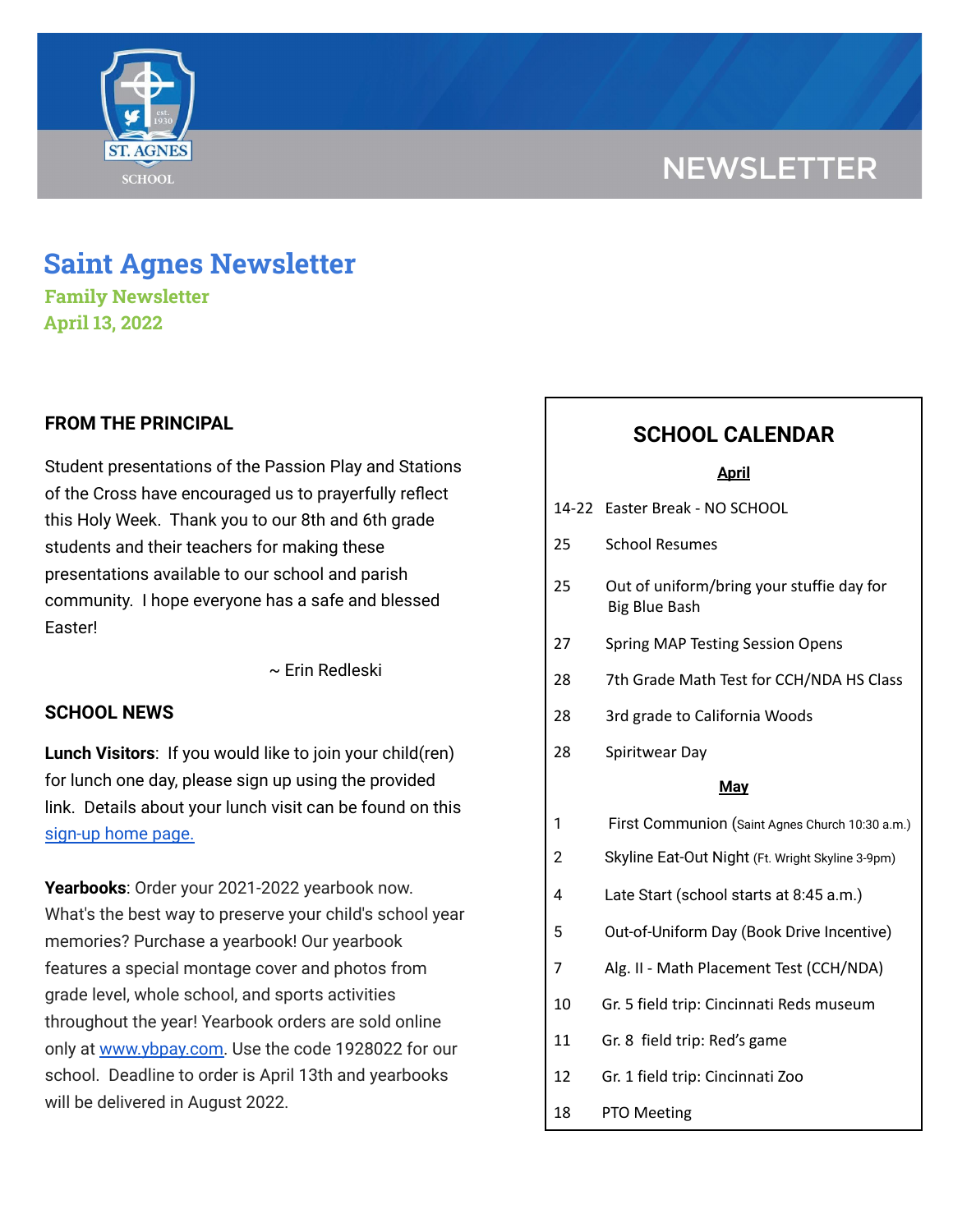# Saint Agnes Newsletter

**Family Newsletter**

**April 13, 2022**

## FROM THE PRINCIPAL

Student presentations of the Passion Play and Stations of the Cross have encouraged us to prayerfully reflect this Holy Week. Thank you to our 8th and 6th grade students and their teachers for making these presentations available to our school and parish community. I hope everyone has a safe and blessed Easter!

~ Erin Redleski

## SCHOOL NEWS

**Lunch Visitors**: If you would like to join your child(ren) for lunch one day, please sign up using the provided link. Details about your lunch visit can be found on this sign-up home page.

**Yearbooks**: Order your 2021-2022 yearbook now. What's the best way to preserve your child's school year memories? Purchase a yearbook! Our yearbook features a special montage cover and photos from grade level, whole school, and sports activities throughout the year! Yearbook orders are sold online only at www.ybpay.com. Use the code 1928022 for our school. Deadline to order is April 13th and yearbooks will be delivered in August 2022.

## SCHOOL CALENDAR

**April**

| Date | Event |
|---|---|
| 14-22 | Easter Break - NO SCHOOL |
| 25 | School Resumes |
| 25 | Out of uniform/bring your stuffie day for Big Blue Bash |
| 27 | Spring MAP Testing Session Opens |
| 28 | 7th Grade Math Test for CCH/NDA HS Class |
| 28 | 3rd grade to California Woods |
| 28 | Spiritwear Day |

**May**

| Date | Event |
|---|---|
| 1 | First Communion (Saint Agnes Church 10:30 a.m.) |
| 2 | Skyline Eat-Out Night (Ft. Wright Skyline 3-9pm) |
| 4 | Late Start (school starts at 8:45 a.m.) |
| 5 | Out-of-Uniform Day (Book Drive Incentive) |
| 7 | Alg. II - Math Placement Test (CCH/NDA) |
| 10 | Gr. 5 field trip: Cincinnati Reds museum |
| 11 | Gr. 8 field trip: Red's game |
| 12 | Gr. 1 field trip: Cincinnati Zoo |
| 18 | PTO Meeting |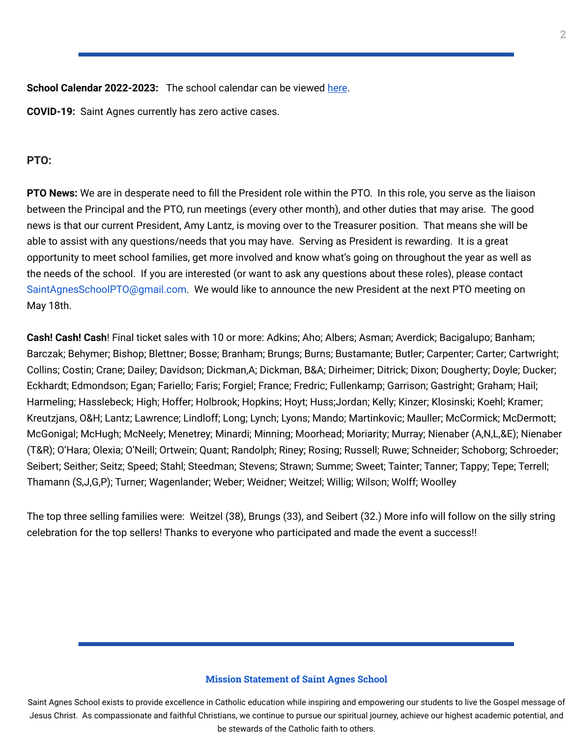**School Calendar 2022-2023:** The school calendar can be viewed [here](here).

**COVID-19:** Saint Agnes currently has zero active cases.

**PTO:**

**PTO News:** We are in desperate need to fill the President role within the PTO. In this role, you serve as the liaison between the Principal and the PTO, run meetings (every other month), and other duties that may arise. The good news is that our current President, Amy Lantz, is moving over to the Treasurer position. That means she will be able to assist with any questions/needs that you may have. Serving as President is rewarding. It is a great opportunity to meet school families, get more involved and know what's going on throughout the year as well as the needs of the school. If you are interested (or want to ask any questions about these roles), please contact SaintAgnesSchoolPTO@gmail.com. We would like to announce the new President at the next PTO meeting on May 18th.

**Cash! Cash! Cash**! Final ticket sales with 10 or more: Adkins; Aho; Albers; Asman; Averdick; Bacigalupo; Banham; Barczak; Behymer; Bishop; Blettner; Bosse; Branham; Brungs; Burns; Bustamante; Butler; Carpenter; Carter; Cartwright; Collins; Costin; Crane; Dailey; Davidson; Dickman,A; Dickman, B&A; Dirheimer; Ditrick; Dixon; Dougherty; Doyle; Ducker; Eckhardt; Edmondson; Egan; Fariello; Faris; Forgiel; France; Fredric; Fullenkamp; Garrison; Gastright; Graham; Hail; Harmeling; Hasslebeck; High; Hoffer; Holbrook; Hopkins; Hoyt; Huss;Jordan; Kelly; Kinzer; Klosinski; Koehl; Kramer; Kreutzjans, O&H; Lantz; Lawrence; Lindloff; Long; Lynch; Lyons; Mando; Martinkovic; Mauller; McCormick; McDermott; McGonigal; McHugh; McNeely; Menetrey; Minardi; Minning; Moorhead; Moriarity; Murray; Nienaber (A,N,L,&E); Nienaber (T&R); O'Hara; Olexia; O'Neill; Ortwein; Quant; Randolph; Riney; Rosing; Russell; Ruwe; Schneider; Schoborg; Schroeder; Seibert; Seither; Seitz; Speed; Stahl; Steedman; Stevens; Strawn; Summe; Sweet; Tainter; Tanner; Tappy; Tepe; Terrell; Thamann (S,J,G,P); Turner; Wagenlander; Weber; Weidner; Weitzel; Willig; Wilson; Wolff; Woolley

The top three selling families were: Weitzel (38), Brungs (33), and Seibert (32.) More info will follow on the silly string celebration for the top sellers! Thanks to everyone who participated and made the event a success!!

### Mission Statement of Saint Agnes School

Saint Agnes School exists to provide excellence in Catholic education while inspiring and empowering our students to live the Gospel message of Jesus Christ. As compassionate and faithful Christians, we continue to pursue our spiritual journey, achieve our highest academic potential, and be stewards of the Catholic faith to others.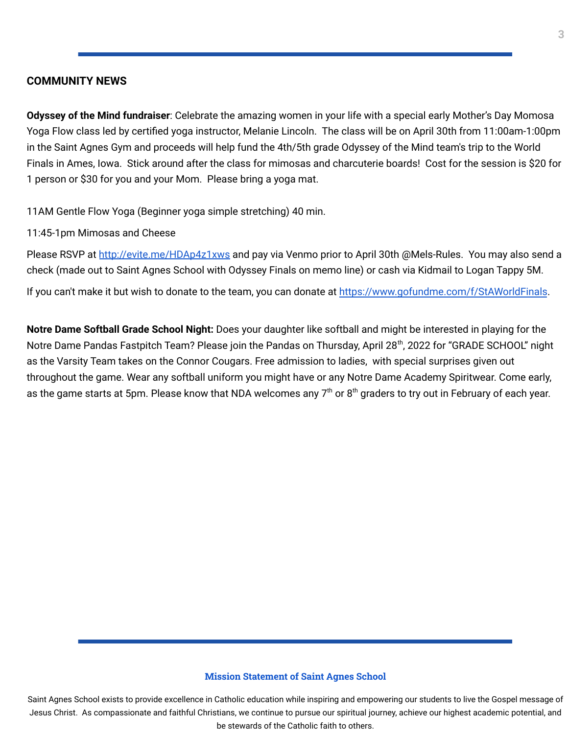## COMMUNITY NEWS

**Odyssey of the Mind fundraiser**: Celebrate the amazing women in your life with a special early Mother's Day Momosa Yoga Flow class led by certified yoga instructor, Melanie Lincoln. The class will be on April 30th from 11:00am-1:00pm in the Saint Agnes Gym and proceeds will help fund the 4th/5th grade Odyssey of the Mind team's trip to the World Finals in Ames, Iowa. Stick around after the class for mimosas and charcuterie boards! Cost for the session is $20 for 1 person or $30 for you and your Mom. Please bring a yoga mat.

11AM Gentle Flow Yoga (Beginner yoga simple stretching) 40 min.

11:45-1pm Mimosas and Cheese

Please RSVP at [http://evite.me/HDAp4z1xws](http://evite.me/HDAp4z1xws) and pay via Venmo prior to April 30th @Mels-Rules. You may also send a check (made out to Saint Agnes School with Odyssey Finals on memo line) or cash via Kidmail to Logan Tappy 5M.

If you can't make it but wish to donate to the team, you can donate at [https://www.gofundme.com/f/StAWorldFinals](https://www.gofundme.com/f/StAWorldFinals).

**Notre Dame Softball Grade School Night:** Does your daughter like softball and might be interested in playing for the Notre Dame Pandas Fastpitch Team? Please join the Pandas on Thursday, April 28th, 2022 for "GRADE SCHOOL" night as the Varsity Team takes on the Connor Cougars. Free admission to ladies, with special surprises given out throughout the game. Wear any softball uniform you might have or any Notre Dame Academy Spiritwear. Come early, as the game starts at 5pm. Please know that NDA welcomes any 7th or 8th graders to try out in February of each year.

**Mission Statement of Saint Agnes School**

Saint Agnes School exists to provide excellence in Catholic education while inspiring and empowering our students to live the Gospel message of Jesus Christ. As compassionate and faithful Christians, we continue to pursue our spiritual journey, achieve our highest academic potential, and be stewards of the Catholic faith to others.